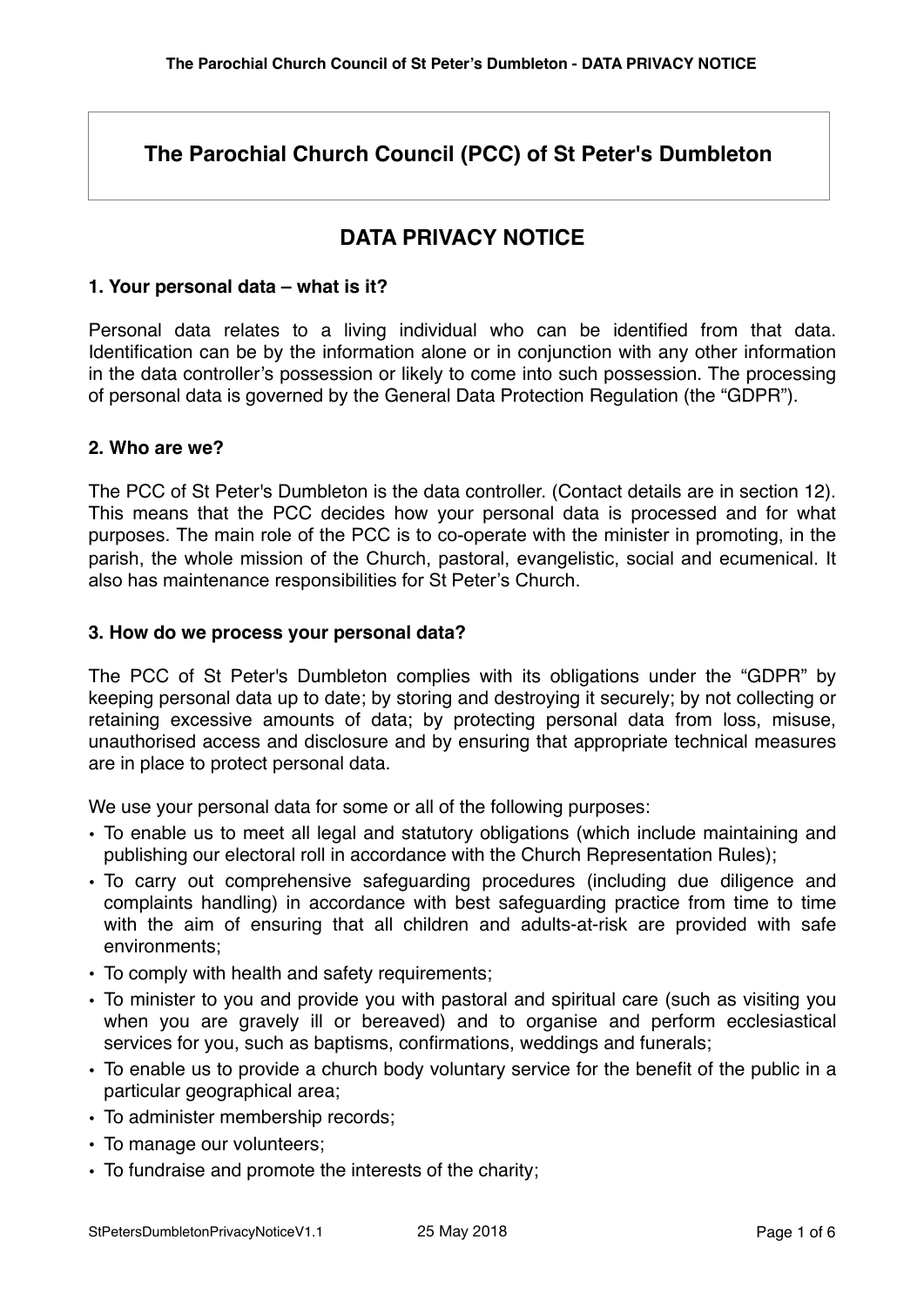# The Parochial Church Council (PCC) of St Peter's Dumbleton

## DATA PRIVACY NOTICE

### 1. Your personal data – what is it?

Personal data relates to a living individual who can be identified from that data. Identification can be by the information alone or in conjunction with any other information in the data controller's possession or likely to come into such possession. The processing of personal data is governed by the General Data Protection Regulation (the "GDPR").

### 2. Who are we?

The PCC of St Peter's Dumbleton is the data controller. (Contact details are in section 12). This means that the PCC decides how your personal data is processed and for what purposes. The main role of the PCC is to co-operate with the minister in promoting, in the parish, the whole mission of the Church, pastoral, evangelistic, social and ecumenical. It also has maintenance responsibilities for St Peter's Church.

### 3. How do we process your personal data?

The PCC of St Peter's Dumbleton complies with its obligations under the "GDPR" by keeping personal data up to date; by storing and destroying it securely; by not collecting or retaining excessive amounts of data; by protecting personal data from loss, misuse, unauthorised access and disclosure and by ensuring that appropriate technical measures are in place to protect personal data.

We use your personal data for some or all of the following purposes:

- To enable us to meet all legal and statutory obligations (which include maintaining and publishing our electoral roll in accordance with the Church Representation Rules);
- To carry out comprehensive safeguarding procedures (including due diligence and complaints handling) in accordance with best safeguarding practice from time to time with the aim of ensuring that all children and adults-at-risk are provided with safe environments;
- To comply with health and safety requirements;
- To minister to you and provide you with pastoral and spiritual care (such as visiting you when you are gravely ill or bereaved) and to organise and perform ecclesiastical services for you, such as baptisms, confirmations, weddings and funerals;
- To enable us to provide a church body voluntary service for the benefit of the public in a particular geographical area;
- To administer membership records;
- To manage our volunteers;
- To fundraise and promote the interests of the charity;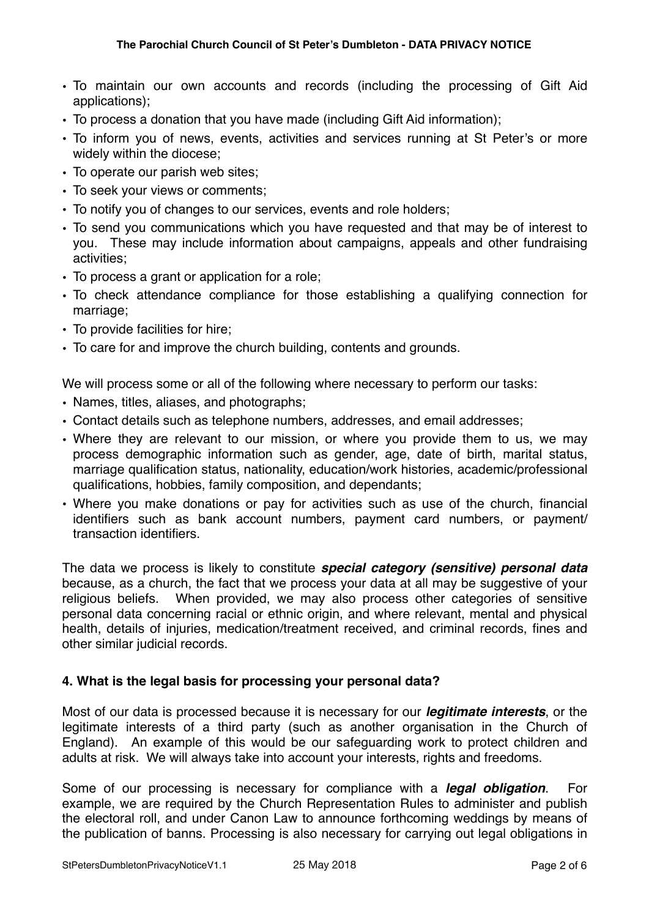- To maintain our own accounts and records (including the processing of Gift Aid applications);
- To process a donation that you have made (including Gift Aid information);
- To inform you of news, events, activities and services running at St Peter's or more widely within the diocese;
- To operate our parish web sites;
- To seek your views or comments;
- To notify you of changes to our services, events and role holders;
- To send you communications which you have requested and that may be of interest to you. These may include information about campaigns, appeals and other fundraising activities;
- To process a grant or application for a role;
- To check attendance compliance for those establishing a qualifying connection for marriage;
- To provide facilities for hire;
- To care for and improve the church building, contents and grounds.

We will process some or all of the following where necessary to perform our tasks:

- Names, titles, aliases, and photographs;
- Contact details such as telephone numbers, addresses, and email addresses;
- Where they are relevant to our mission, or where you provide them to us, we may process demographic information such as gender, age, date of birth, marital status, marriage qualification status, nationality, education/work histories, academic/professional qualifications, hobbies, family composition, and dependants;
- Where you make donations or pay for activities such as use of the church, financial identifiers such as bank account numbers, payment card numbers, or payment/ transaction identifiers.

The data we process is likely to constitute ***special category (sensitive) personal data*** because, as a church, the fact that we process your data at all may be suggestive of your religious beliefs. When provided, we may also process other categories of sensitive personal data concerning racial or ethnic origin, and where relevant, mental and physical health, details of injuries, medication/treatment received, and criminal records, fines and other similar judicial records.

## 4. What is the legal basis for processing your personal data?

Most of our data is processed because it is necessary for our ***legitimate interests***, or the legitimate interests of a third party (such as another organisation in the Church of England). An example of this would be our safeguarding work to protect children and adults at risk. We will always take into account your interests, rights and freedoms.

Some of our processing is necessary for compliance with a ***legal obligation***. For example, we are required by the Church Representation Rules to administer and publish the electoral roll, and under Canon Law to announce forthcoming weddings by means of the publication of banns. Processing is also necessary for carrying out legal obligations in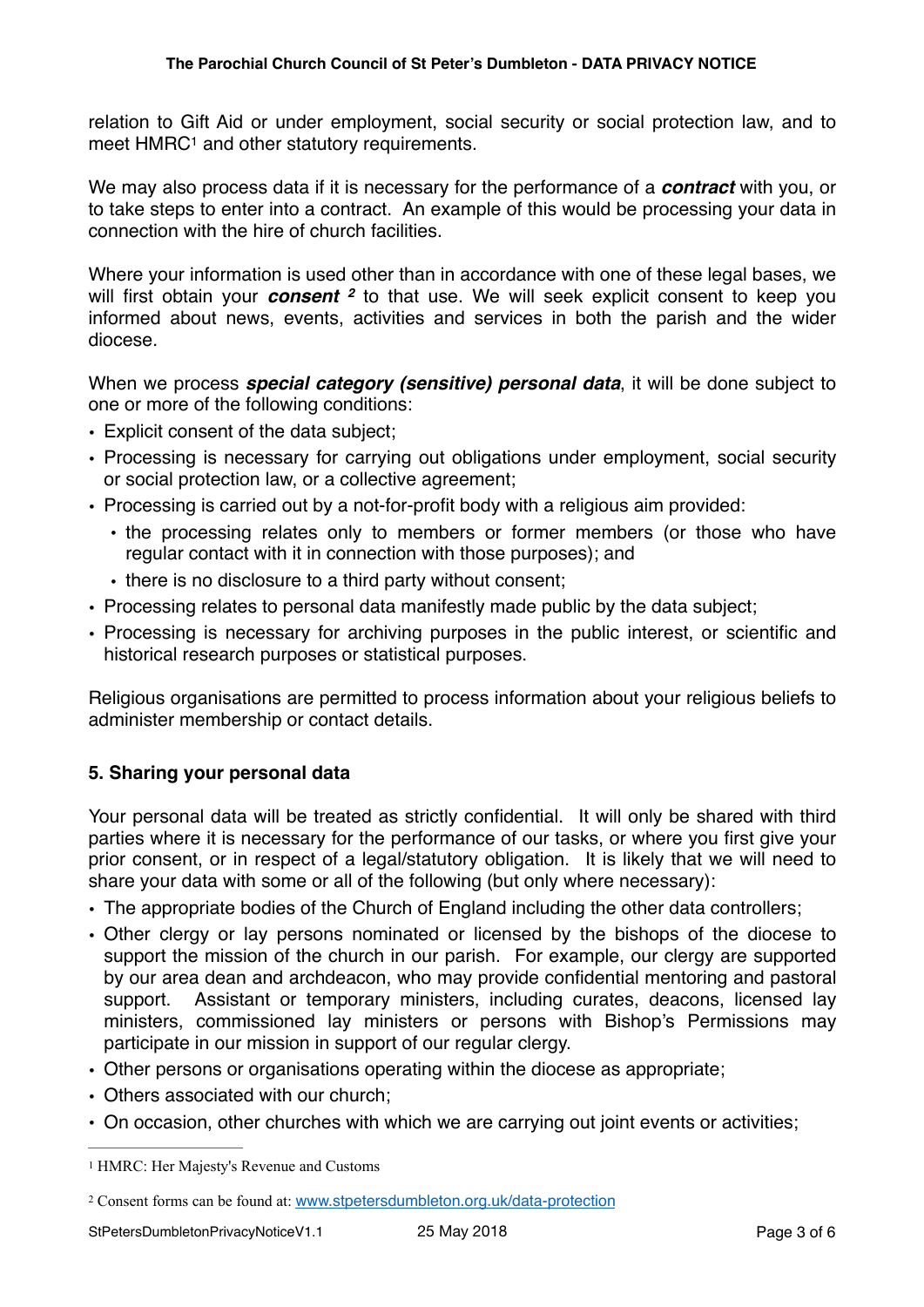relation to Gift Aid or under employment, social security or social protection law, and to meet HMRC[1] and other statutory requirements.

We may also process data if it is necessary for the performance of a ***contract*** with you, or to take steps to enter into a contract. An example of this would be processing your data in connection with the hire of church facilities.

Where your information is used other than in accordance with one of these legal bases, we will first obtain your ***consent*** [2] to that use. We will seek explicit consent to keep you informed about news, events, activities and services in both the parish and the wider diocese.

When we process ***special category (sensitive) personal data***, it will be done subject to one or more of the following conditions:

- Explicit consent of the data subject;
- Processing is necessary for carrying out obligations under employment, social security or social protection law, or a collective agreement;
- Processing is carried out by a not-for-profit body with a religious aim provided:
  - the processing relates only to members or former members (or those who have regular contact with it in connection with those purposes); and
  - there is no disclosure to a third party without consent;
- Processing relates to personal data manifestly made public by the data subject;
- Processing is necessary for archiving purposes in the public interest, or scientific and historical research purposes or statistical purposes.

Religious organisations are permitted to process information about your religious beliefs to administer membership or contact details.

## 5. Sharing your personal data

Your personal data will be treated as strictly confidential. It will only be shared with third parties where it is necessary for the performance of our tasks, or where you first give your prior consent, or in respect of a legal/statutory obligation. It is likely that we will need to share your data with some or all of the following (but only where necessary):

- The appropriate bodies of the Church of England including the other data controllers;
- Other clergy or lay persons nominated or licensed by the bishops of the diocese to support the mission of the church in our parish. For example, our clergy are supported by our area dean and archdeacon, who may provide confidential mentoring and pastoral support. Assistant or temporary ministers, including curates, deacons, licensed lay ministers, commissioned lay ministers or persons with Bishop's Permissions may participate in our mission in support of our regular clergy.
- Other persons or organisations operating within the diocese as appropriate;
- Others associated with our church;
- On occasion, other churches with which we are carrying out joint events or activities;

---

[1] HMRC: Her Majesty's Revenue and Customs

[2] Consent forms can be found at: [www.stpetersdumbleton.org.uk/data-protection](http://www.stpetersdumbleton.org.uk/data-protection)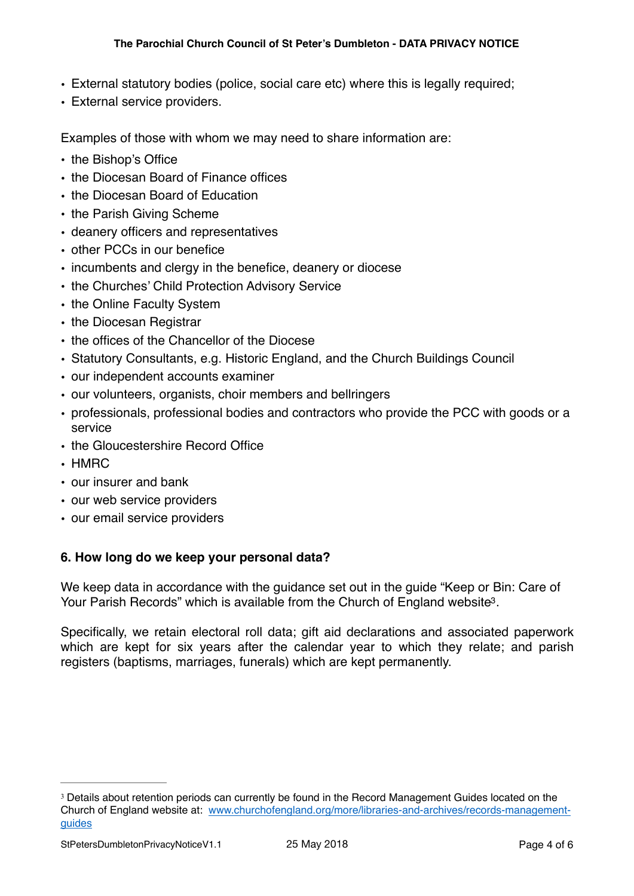- External statutory bodies (police, social care etc) where this is legally required;
- External service providers.

Examples of those with whom we may need to share information are:

- the Bishop's Office
- the Diocesan Board of Finance offices
- the Diocesan Board of Education
- the Parish Giving Scheme
- deanery officers and representatives
- other PCCs in our benefice
- incumbents and clergy in the benefice, deanery or diocese
- the Churches' Child Protection Advisory Service
- the Online Faculty System
- the Diocesan Registrar
- the offices of the Chancellor of the Diocese
- Statutory Consultants, e.g. Historic England, and the Church Buildings Council
- our independent accounts examiner
- our volunteers, organists, choir members and bellringers
- professionals, professional bodies and contractors who provide the PCC with goods or a service
- the Gloucestershire Record Office
- HMRC
- our insurer and bank
- our web service providers
- our email service providers

### 6. How long do we keep your personal data?

We keep data in accordance with the guidance set out in the guide "Keep or Bin: Care of Your Parish Records" which is available from the Church of England website[3].

Specifically, we retain electoral roll data; gift aid declarations and associated paperwork which are kept for six years after the calendar year to which they relate; and parish registers (baptisms, marriages, funerals) which are kept permanently.

---

[3] Details about retention periods can currently be found in the Record Management Guides located on the Church of England website at: [www.churchofengland.org/more/libraries-and-archives/records-management-guides](http://www.churchofengland.org/more/libraries-and-archives/records-management-guides)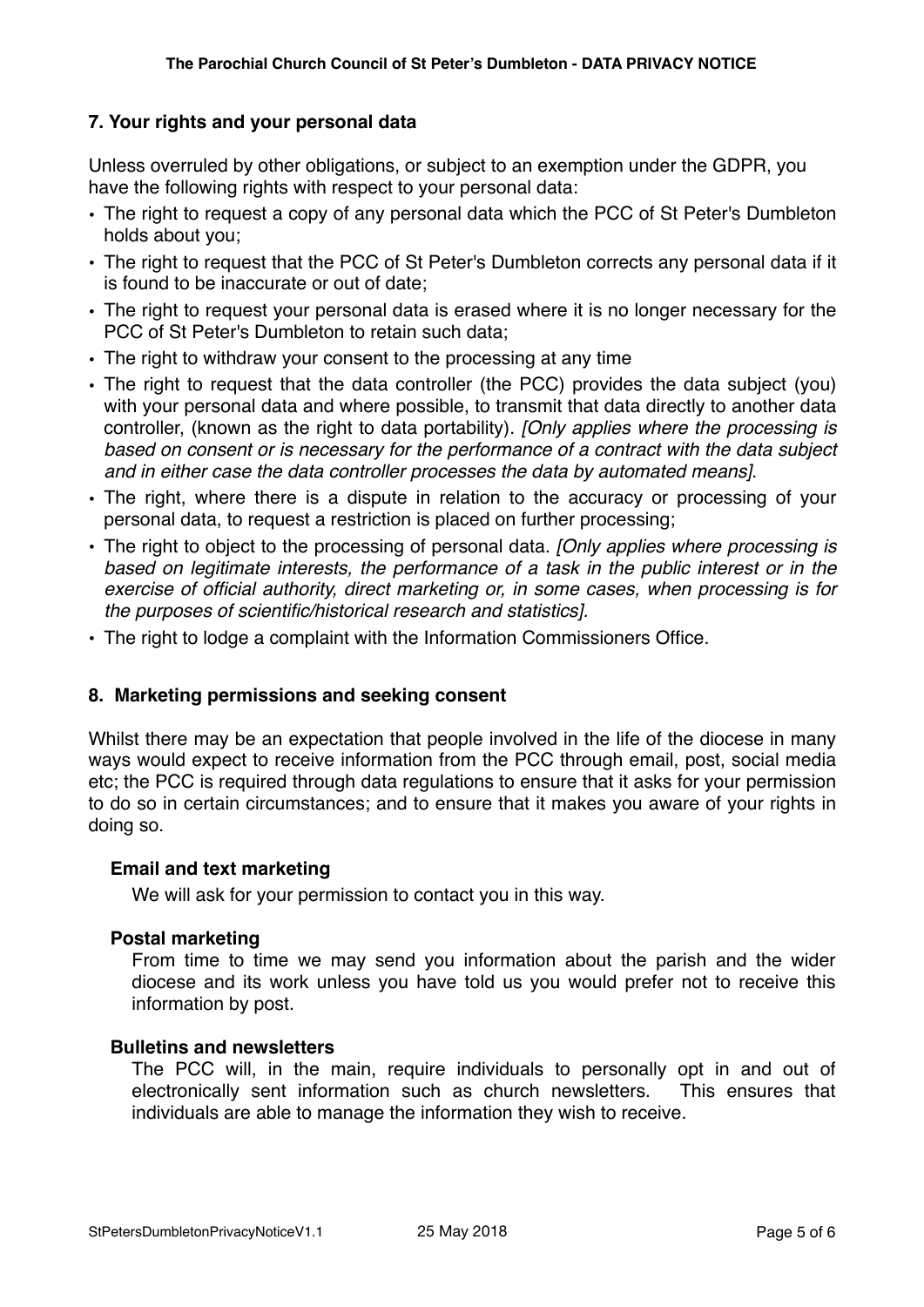## 7. Your rights and your personal data

Unless overruled by other obligations, or subject to an exemption under the GDPR, you have the following rights with respect to your personal data:

- The right to request a copy of any personal data which the PCC of St Peter's Dumbleton holds about you;
- The right to request that the PCC of St Peter's Dumbleton corrects any personal data if it is found to be inaccurate or out of date;
- The right to request your personal data is erased where it is no longer necessary for the PCC of St Peter's Dumbleton to retain such data;
- The right to withdraw your consent to the processing at any time
- The right to request that the data controller (the PCC) provides the data subject (you) with your personal data and where possible, to transmit that data directly to another data controller, (known as the right to data portability). *[Only applies where the processing is based on consent or is necessary for the performance of a contract with the data subject and in either case the data controller processes the data by automated means]*.
- The right, where there is a dispute in relation to the accuracy or processing of your personal data, to request a restriction is placed on further processing;
- The right to object to the processing of personal data. *[Only applies where processing is based on legitimate interests, the performance of a task in the public interest or in the exercise of official authority, direct marketing or, in some cases, when processing is for the purposes of scientific/historical research and statistics].*
- The right to lodge a complaint with the Information Commissioners Office.

## 8. Marketing permissions and seeking consent

Whilst there may be an expectation that people involved in the life of the diocese in many ways would expect to receive information from the PCC through email, post, social media etc; the PCC is required through data regulations to ensure that it asks for your permission to do so in certain circumstances; and to ensure that it makes you aware of your rights in doing so.

### Email and text marketing

We will ask for your permission to contact you in this way.

### Postal marketing

From time to time we may send you information about the parish and the wider diocese and its work unless you have told us you would prefer not to receive this information by post.

### Bulletins and newsletters

The PCC will, in the main, require individuals to personally opt in and out of electronically sent information such as church newsletters. This ensures that individuals are able to manage the information they wish to receive.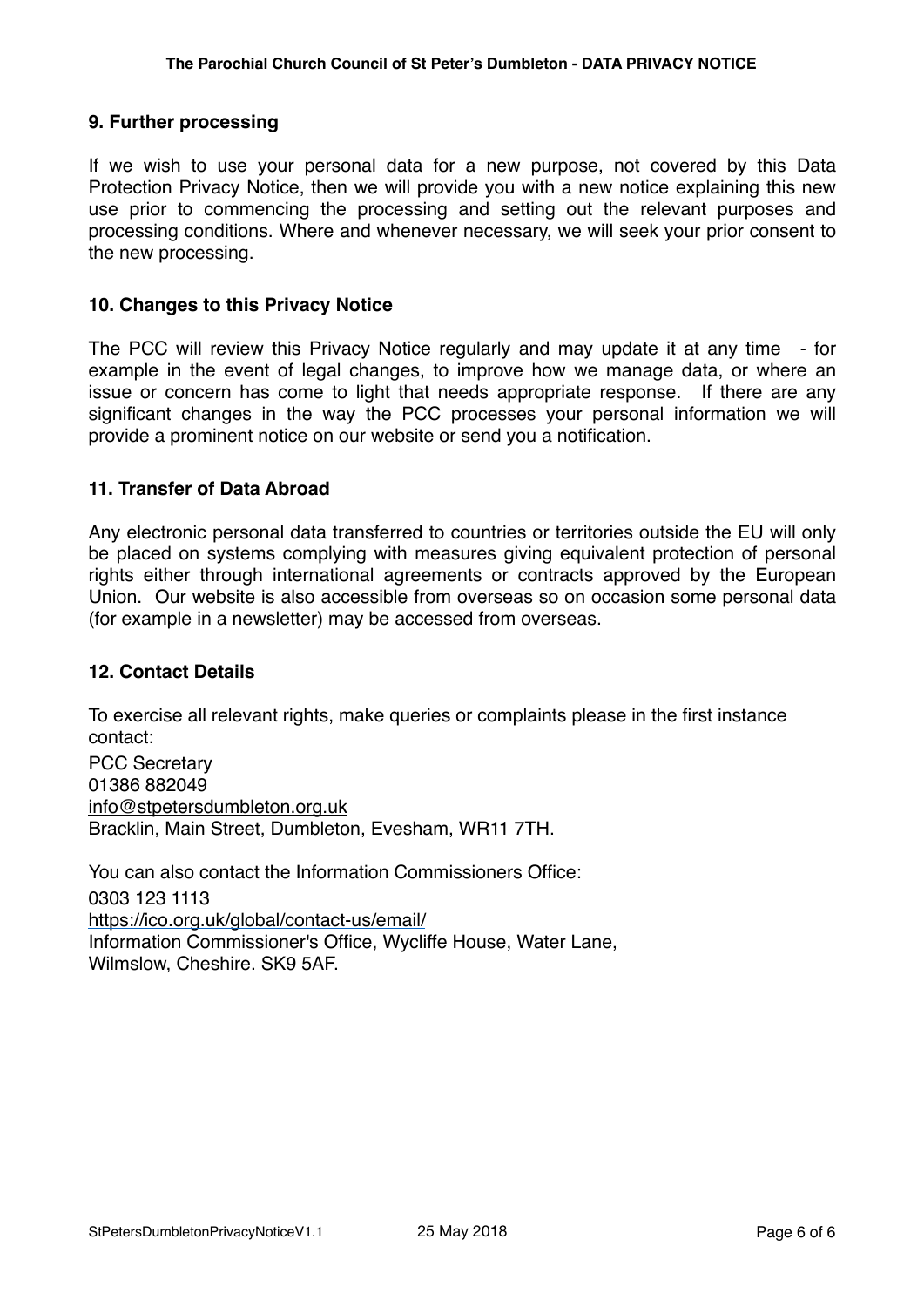## 9. Further processing

If we wish to use your personal data for a new purpose, not covered by this Data Protection Privacy Notice, then we will provide you with a new notice explaining this new use prior to commencing the processing and setting out the relevant purposes and processing conditions. Where and whenever necessary, we will seek your prior consent to the new processing.

## 10. Changes to this Privacy Notice

The PCC will review this Privacy Notice regularly and may update it at any time - for example in the event of legal changes, to improve how we manage data, or where an issue or concern has come to light that needs appropriate response. If there are any significant changes in the way the PCC processes your personal information we will provide a prominent notice on our website or send you a notification.

## 11. Transfer of Data Abroad

Any electronic personal data transferred to countries or territories outside the EU will only be placed on systems complying with measures giving equivalent protection of personal rights either through international agreements or contracts approved by the European Union. Our website is also accessible from overseas so on occasion some personal data (for example in a newsletter) may be accessed from overseas.

## 12. Contact Details

To exercise all relevant rights, make queries or complaints please in the first instance contact:

PCC Secretary
01386 882049
info@stpetersdumbleton.org.uk
Bracklin, Main Street, Dumbleton, Evesham, WR11 7TH.

You can also contact the Information Commissioners Office:

0303 123 1113
https://ico.org.uk/global/contact-us/email/
Information Commissioner's Office, Wycliffe House, Water Lane,
Wilmslow, Cheshire. SK9 5AF.